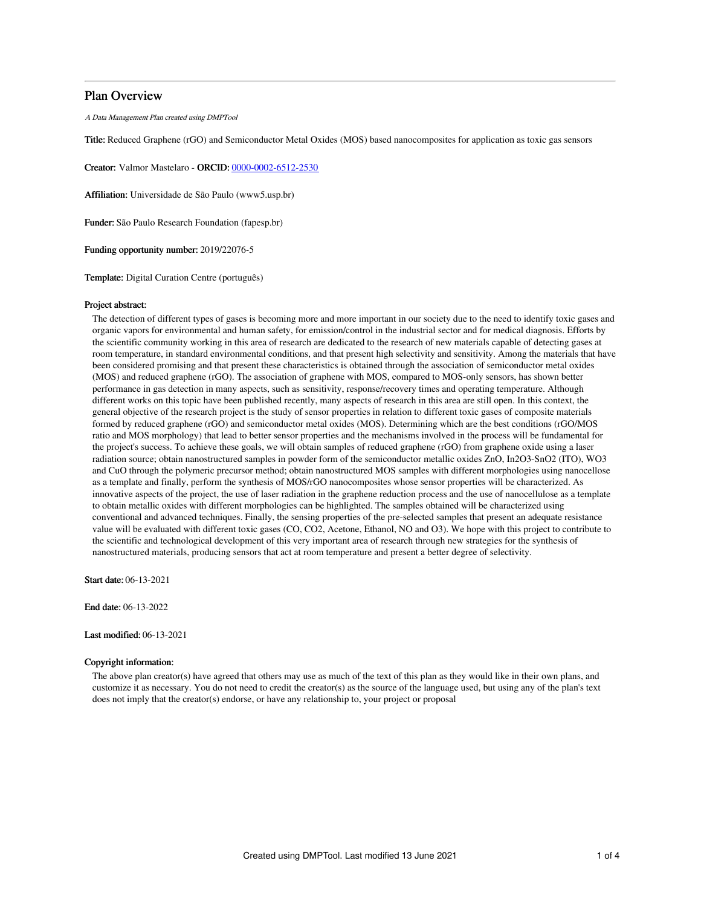# Plan Overview

*A Data Management Plan created using DMPTool*

**Title:** Reduced Graphene (rGO) and Semiconductor Metal Oxides (MOS) based nanocomposites for application as toxic gas sensors

**Creator:** Valmor Mastelaro - **ORCID:** 0000-0002-6512-2530

**Affiliation:** Universidade de São Paulo (www5.usp.br)

**Funder:** São Paulo Research Foundation (fapesp.br)

**Funding opportunity number:** 2019/22076-5

**Template:** Digital Curation Centre (português)

**Project abstract:**

The detection of different types of gases is becoming more and more important in our society due to the need to identify toxic gases and organic vapors for environmental and human safety, for emission/control in the industrial sector and for medical diagnosis. Efforts by the scientific community working in this area of research are dedicated to the research of new materials capable of detecting gases at room temperature, in standard environmental conditions, and that present high selectivity and sensitivity. Among the materials that have been considered promising and that present these characteristics is obtained through the association of semiconductor metal oxides (MOS) and reduced graphene (rGO). The association of graphene with MOS, compared to MOS-only sensors, has shown better performance in gas detection in many aspects, such as sensitivity, response/recovery times and operating temperature. Although different works on this topic have been published recently, many aspects of research in this area are still open. In this context, the general objective of the research project is the study of sensor properties in relation to different toxic gases of composite materials formed by reduced graphene (rGO) and semiconductor metal oxides (MOS). Determining which are the best conditions (rGO/MOS ratio and MOS morphology) that lead to better sensor properties and the mechanisms involved in the process will be fundamental for the project's success. To achieve these goals, we will obtain samples of reduced graphene (rGO) from graphene oxide using a laser radiation source; obtain nanostructured samples in powder form of the semiconductor metallic oxides ZnO, $In_2O_3$-$SnO_2$ (ITO), $WO_3$ and CuO through the polymeric precursor method; obtain nanostructured MOS samples with different morphologies using nanocellose as a template and finally, perform the synthesis of MOS/rGO nanocomposites whose sensor properties will be characterized. As innovative aspects of the project, the use of laser radiation in the graphene reduction process and the use of nanocellulose as a template to obtain metallic oxides with different morphologies can be highlighted. The samples obtained will be characterized using conventional and advanced techniques. Finally, the sensing properties of the pre-selected samples that present an adequate resistance value will be evaluated with different toxic gases (CO, $CO_2$, Acetone, Ethanol, NO and $O_3$). We hope with this project to contribute to the scientific and technological development of this very important area of research through new strategies for the synthesis of nanostructured materials, producing sensors that act at room temperature and present a better degree of selectivity.

**Start date:** 06-13-2021

**End date:** 06-13-2022

**Last modified:** 06-13-2021

**Copyright information:**

The above plan creator(s) have agreed that others may use as much of the text of this plan as they would like in their own plans, and customize it as necessary. You do not need to credit the creator(s) as the source of the language used, but using any of the plan's text does not imply that the creator(s) endorse, or have any relationship to, your project or proposal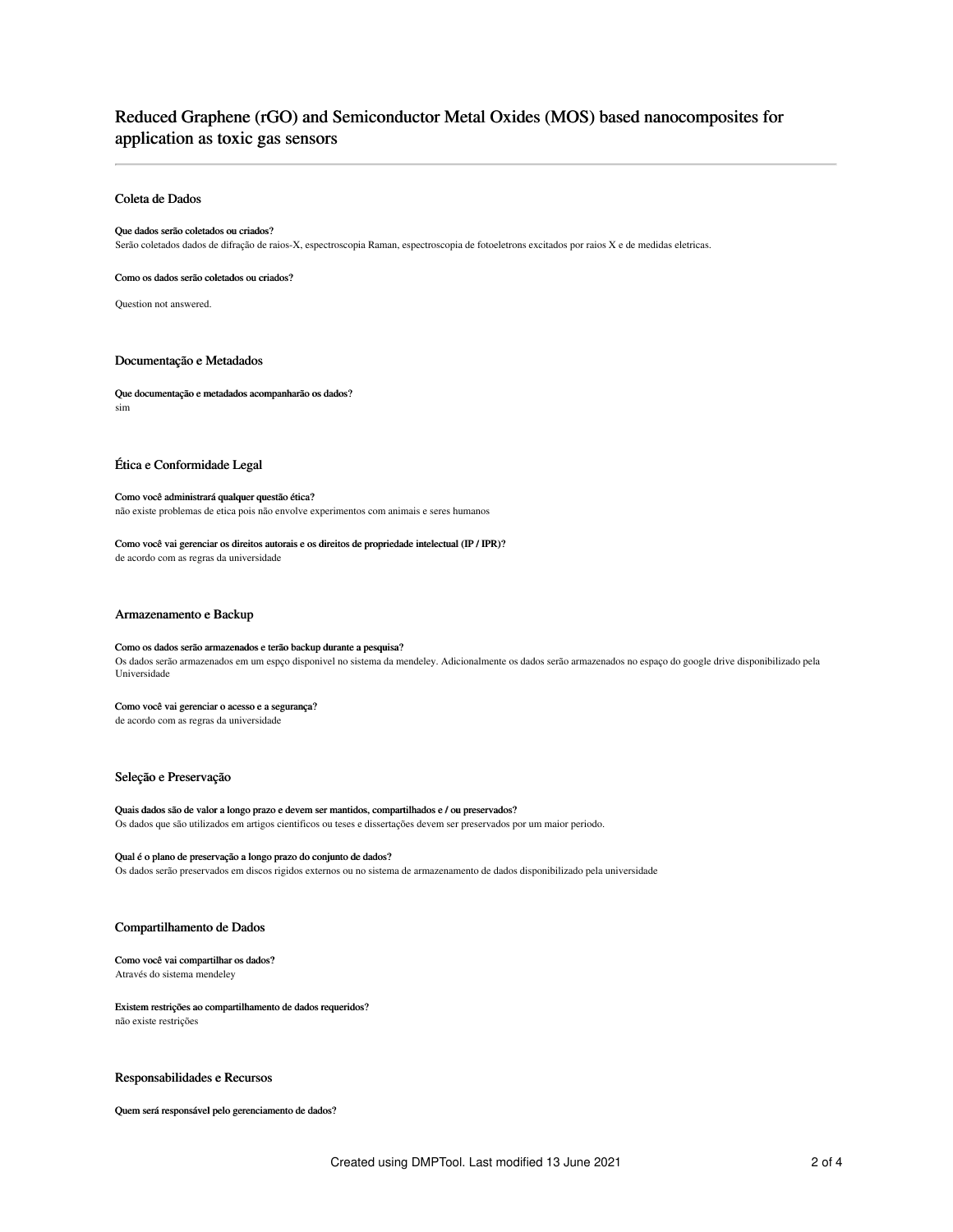# Reduced Graphene (rGO) and Semiconductor Metal Oxides (MOS) based nanocomposites for application as toxic gas sensors

## Coleta de Dados

**Que dados serão coletados ou criados?**

Serão coletados dados de difração de raios-X, espectroscopia Raman, espectroscopia de fotoeletrons excitados por raios X e de medidas eletricas.

**Como os dados serão coletados ou criados?**

Question not answered.

## Documentação e Metadados

**Que documentação e metadados acompanharão os dados?**

sim

## Ética e Conformidade Legal

**Como você administrará qualquer questão ética?**

não existe problemas de etica pois não envolve experimentos com animais e seres humanos

**Como você vai gerenciar os direitos autorais e os direitos de propriedade intelectual (IP / IPR)?**

de acordo com as regras da universidade

## Armazenamento e Backup

**Como os dados serão armazenados e terão backup durante a pesquisa?**

Os dados serão armazenados em um espço disponivel no sistema da mendeley. Adicionalmente os dados serão armazenados no espaço do google drive disponibilizado pela Universidade

**Como você vai gerenciar o acesso e a segurança?**

de acordo com as regras da universidade

## Seleção e Preservação

**Quais dados são de valor a longo prazo e devem ser mantidos, compartilhados e / ou preservados?**

Os dados que são utilizados em artigos cientificos ou teses e dissertações devem ser preservados por um maior periodo.

**Qual é o plano de preservação a longo prazo do conjunto de dados?**

Os dados serão preservados em discos rigidos externos ou no sistema de armazenamento de dados disponibilizado pela universidade

## Compartilhamento de Dados

**Como você vai compartilhar os dados?**

Através do sistema mendeley

**Existem restrições ao compartilhamento de dados requeridos?**

não existe restrições

## Responsabilidades e Recursos

**Quem será responsável pelo gerenciamento de dados?**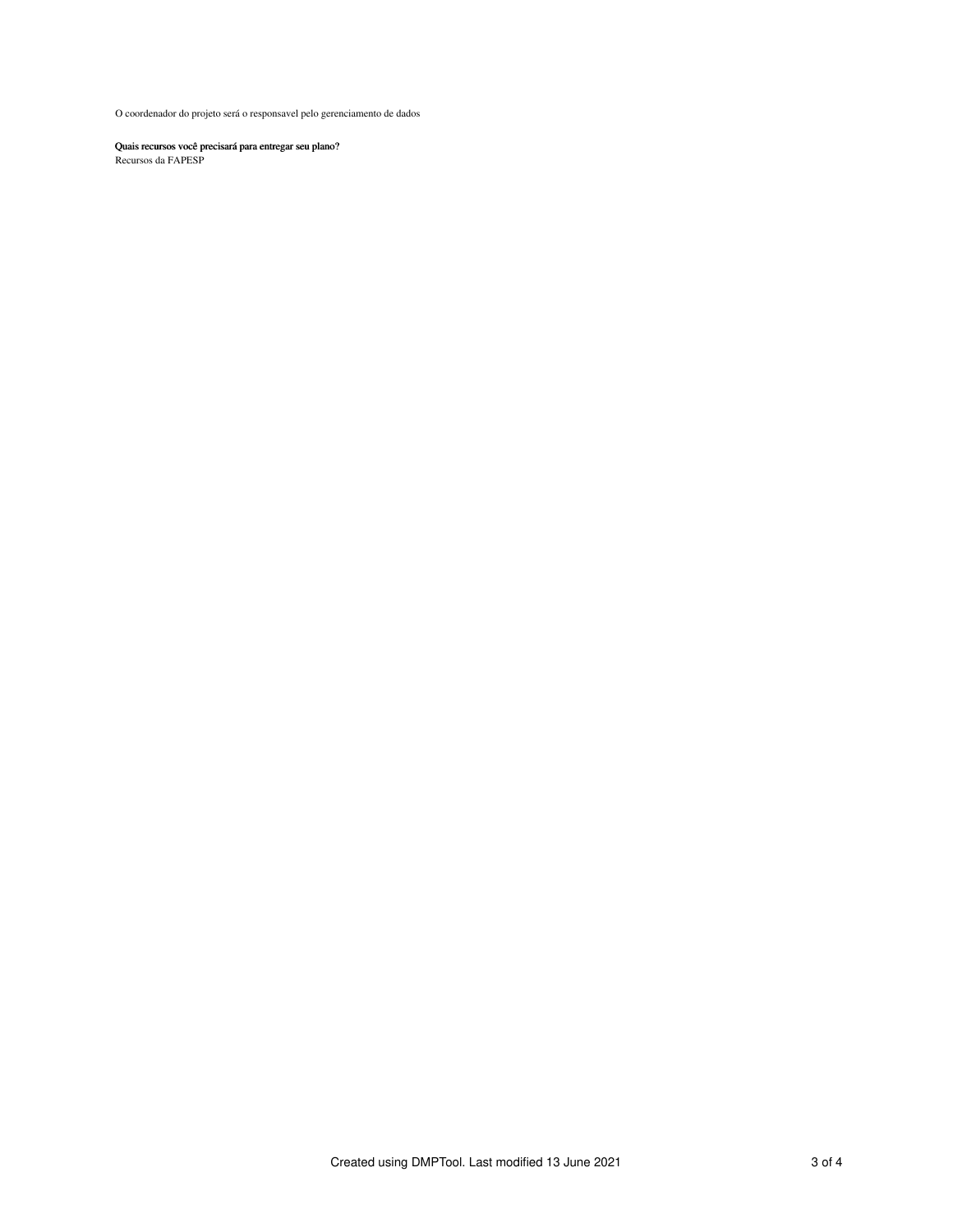O coordenador do projeto será o responsavel pelo gerenciamento de dados

**Quais recursos você precisará para entregar seu plano?**
Recursos da FAPESP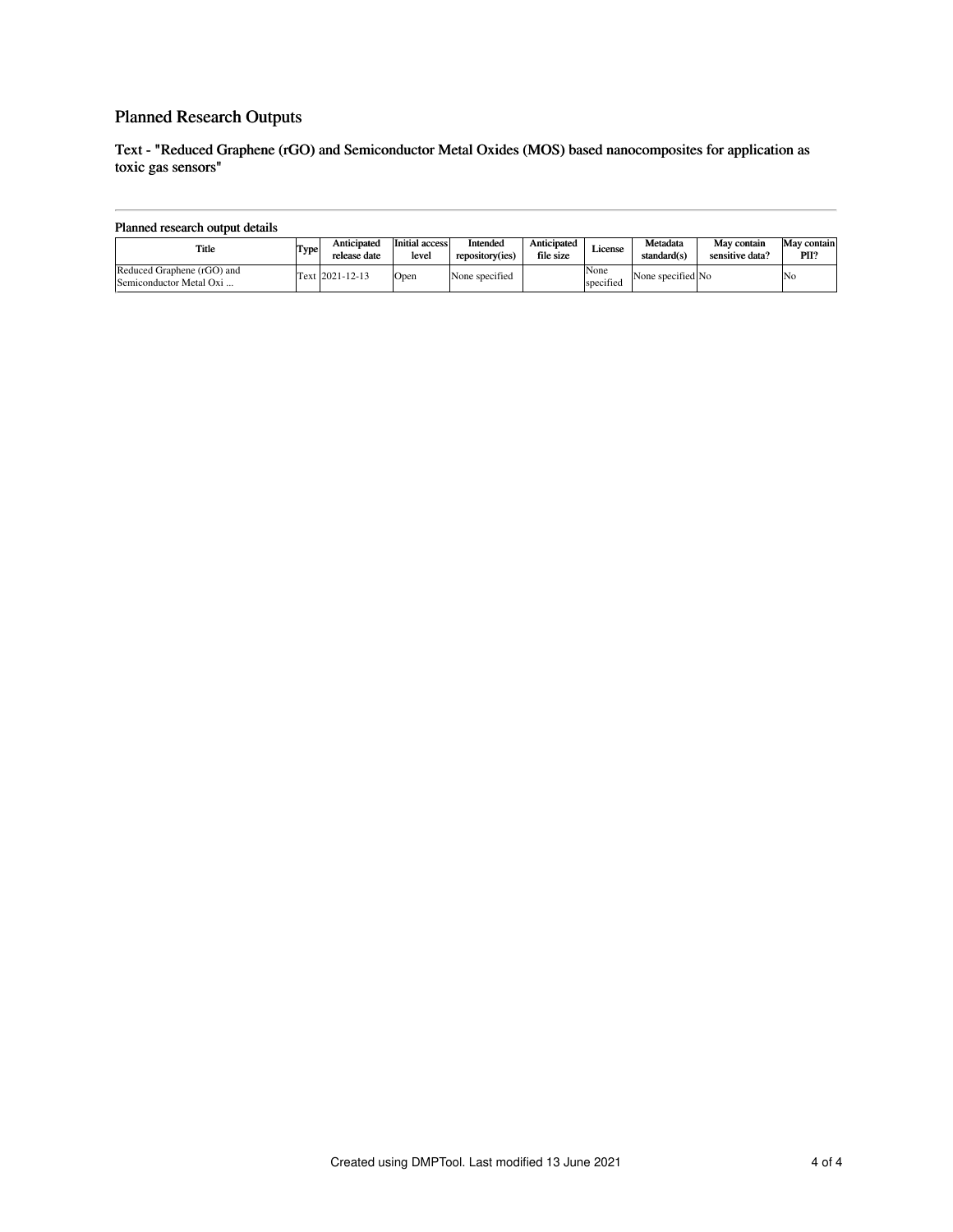# Planned Research Outputs

## Text - "Reduced Graphene (rGO) and Semiconductor Metal Oxides (MOS) based nanocomposites for application as toxic gas sensors"

---

### Planned research output details

| Title | Type | Anticipated release date | Initial access level | Intended repository(ies) | Anticipated file size | License | Metadata standard(s) | May contain sensitive data? | May contain PII? |
|---|---|---|---|---|---|---|---|---|---|
| Reduced Graphene (rGO) and Semiconductor Metal Oxi ... | Text | 2021-12-13 | Open | None specified | | None specified | None specified | No | No |

Created using DMPTool. Last modified 13 June 2021